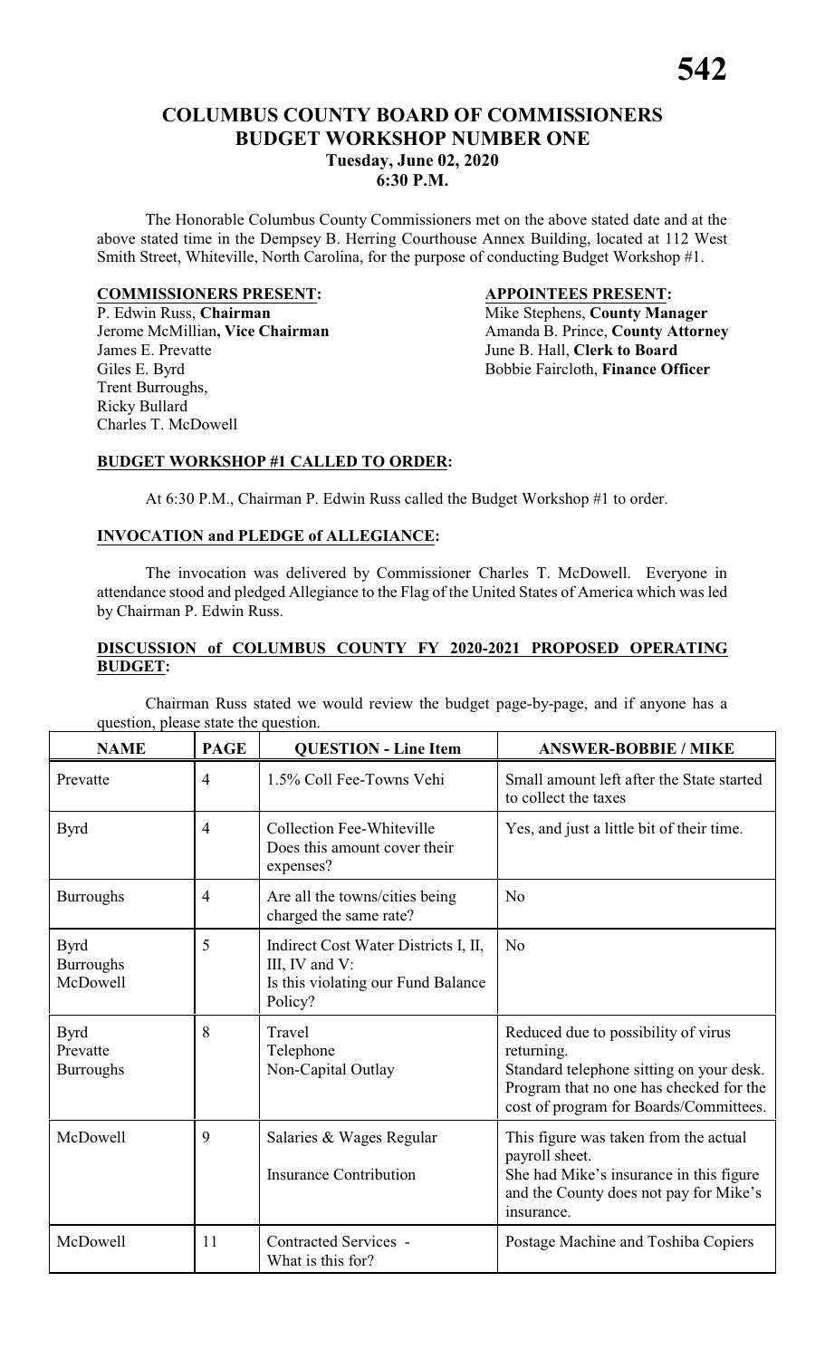# COLUMBUS COUNTY BOARD OF COMMISSIONERS
## BUDGET WORKSHOP NUMBER ONE
### Tuesday, June 02, 2020
### 6:30 P.M.

The Honorable Columbus County Commissioners met on the above stated date and at the above stated time in the Dempsey B. Herring Courthouse Annex Building, located at 112 West Smith Street, Whiteville, North Carolina, for the purpose of conducting Budget Workshop #1.

**COMMISSIONERS PRESENT:**

P. Edwin Russ, **Chairman**
Jerome McMillian**, Vice Chairman**
James E. Prevatte
Giles E. Byrd
Trent Burroughs,
Ricky Bullard
Charles T. McDowell

**APPOINTEES PRESENT:**

Mike Stephens, **County Manager**
Amanda B. Prince, **County Attorney**
June B. Hall, **Clerk to Board**
Bobbie Faircloth, **Finance Officer**

**BUDGET WORKSHOP #1 CALLED TO ORDER:**

At 6:30 P.M., Chairman P. Edwin Russ called the Budget Workshop #1 to order.

**INVOCATION and PLEDGE of ALLEGIANCE:**

The invocation was delivered by Commissioner Charles T. McDowell. Everyone in attendance stood and pledged Allegiance to the Flag of the United States of America which was led by Chairman P. Edwin Russ.

**DISCUSSION of COLUMBUS COUNTY FY 2020-2021 PROPOSED OPERATING BUDGET:**

Chairman Russ stated we would review the budget page-by-page, and if anyone has a question, please state the question.

| NAME | PAGE | QUESTION - Line Item | ANSWER-BOBBIE / MIKE |
|---|---|---|---|
| Prevatte | 4 | 1.5% Coll Fee-Towns Vehi | Small amount left after the State started to collect the taxes |
| Byrd | 4 | Collection Fee-Whiteville<br>Does this amount cover their expenses? | Yes, and just a little bit of their time. |
| Burroughs | 4 | Are all the towns/cities being charged the same rate? | No |
| Byrd<br>Burroughs<br>McDowell | 5 | Indirect Cost Water Districts I, II, III, IV and V:<br>Is this violating our Fund Balance Policy? | No |
| Byrd<br>Prevatte<br>Burroughs | 8 | Travel<br>Telephone<br>Non-Capital Outlay | Reduced due to possibility of virus returning.<br>Standard telephone sitting on your desk.<br>Program that no one has checked for the cost of program for Boards/Committees. |
| McDowell | 9 | Salaries & Wages Regular<br><br>Insurance Contribution | This figure was taken from the actual payroll sheet.<br>She had Mike's insurance in this figure and the County does not pay for Mike's insurance. |
| McDowell | 11 | Contracted Services -<br>What is this for? | Postage Machine and Toshiba Copiers |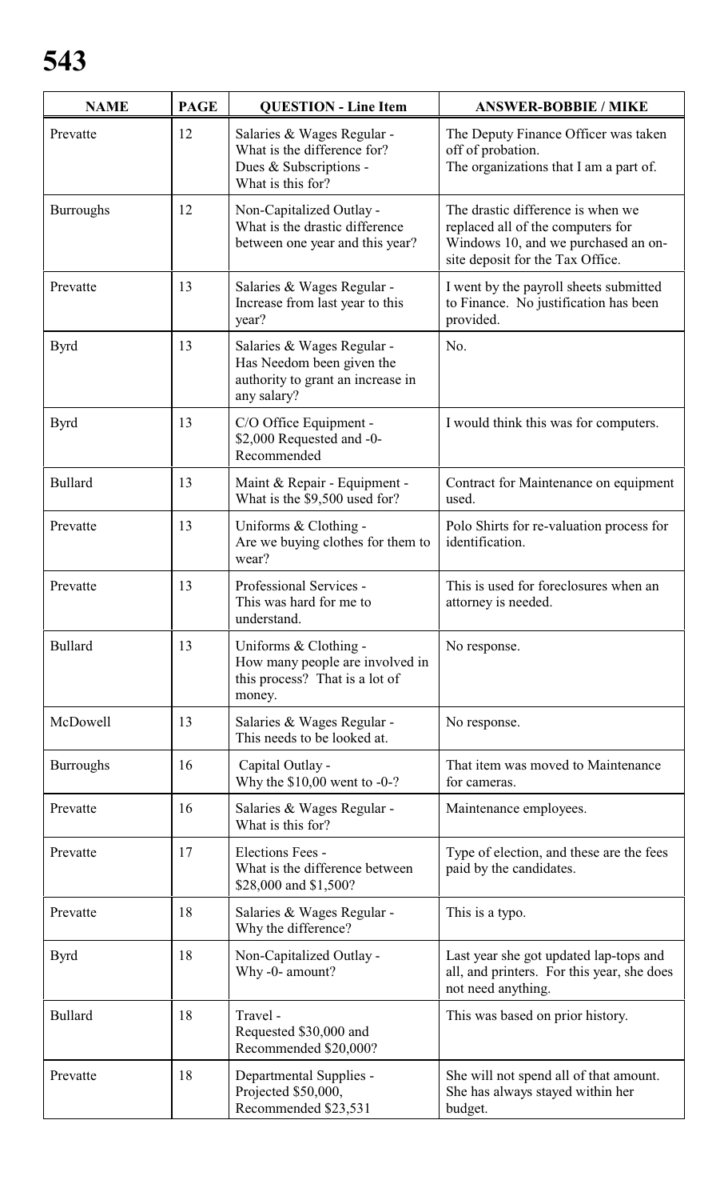| NAME | PAGE | QUESTION - Line Item | ANSWER-BOBBIE / MIKE |
|---|---|---|---|
| Prevatte | 12 | Salaries & Wages Regular - What is the difference for? Dues & Subscriptions - What is this for? | The Deputy Finance Officer was taken off of probation. The organizations that I am a part of. |
| Burroughs | 12 | Non-Capitalized Outlay - What is the drastic difference between one year and this year? | The drastic difference is when we replaced all of the computers for Windows 10, and we purchased an on-site deposit for the Tax Office. |
| Prevatte | 13 | Salaries & Wages Regular - Increase from last year to this year? | I went by the payroll sheets submitted to Finance. No justification has been provided. |
| Byrd | 13 | Salaries & Wages Regular - Has Needom been given the authority to grant an increase in any salary? | No. |
| Byrd | 13 | C/O Office Equipment - $2,000 Requested and -0- Recommended | I would think this was for computers. |
| Bullard | 13 | Maint & Repair - Equipment - What is the $9,500 used for? | Contract for Maintenance on equipment used. |
| Prevatte | 13 | Uniforms & Clothing - Are we buying clothes for them to wear? | Polo Shirts for re-valuation process for identification. |
| Prevatte | 13 | Professional Services - This was hard for me to understand. | This is used for foreclosures when an attorney is needed. |
| Bullard | 13 | Uniforms & Clothing - How many people are involved in this process? That is a lot of money. | No response. |
| McDowell | 13 | Salaries & Wages Regular - This needs to be looked at. | No response. |
| Burroughs | 16 | Capital Outlay - Why the $10,00 went to -0-? | That item was moved to Maintenance for cameras. |
| Prevatte | 16 | Salaries & Wages Regular - What is this for? | Maintenance employees. |
| Prevatte | 17 | Elections Fees - What is the difference between $28,000 and $1,500? | Type of election, and these are the fees paid by the candidates. |
| Prevatte | 18 | Salaries & Wages Regular - Why the difference? | This is a typo. |
| Byrd | 18 | Non-Capitalized Outlay - Why -0- amount? | Last year she got updated lap-tops and all, and printers. For this year, she does not need anything. |
| Bullard | 18 | Travel - Requested $30,000 and Recommended $20,000? | This was based on prior history. |
| Prevatte | 18 | Departmental Supplies - Projected $50,000, Recommended $23,531 | She will not spend all of that amount. She has always stayed within her budget. |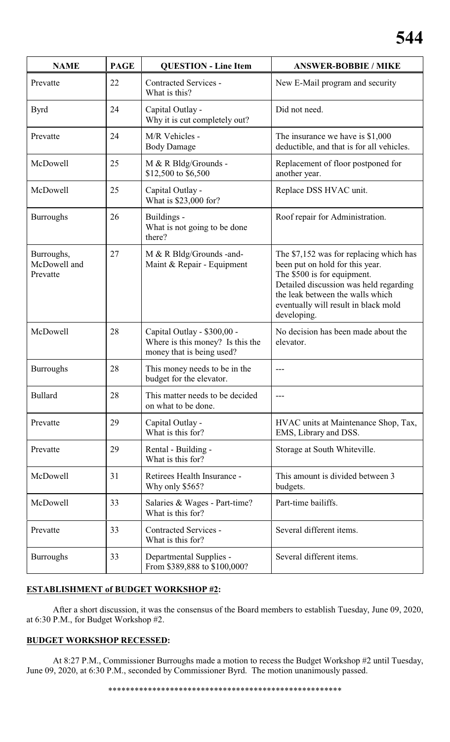| NAME | PAGE | QUESTION - Line Item | ANSWER-BOBBIE / MIKE |
| --- | --- | --- | --- |
| Prevatte | 22 | Contracted Services - What is this? | New E-Mail program and security |
| Byrd | 24 | Capital Outlay - Why it is cut completely out? | Did not need. |
| Prevatte | 24 | M/R Vehicles - Body Damage | The insurance we have is $1,000 deductible, and that is for all vehicles. |
| McDowell | 25 | M & R Bldg/Grounds - $12,500 to $6,500 | Replacement of floor postponed for another year. |
| McDowell | 25 | Capital Outlay - What is $23,000 for? | Replace DSS HVAC unit. |
| Burroughs | 26 | Buildings - What is not going to be done there? | Roof repair for Administration. |
| Burroughs, McDowell and Prevatte | 27 | M & R Bldg/Grounds -and- Maint & Repair - Equipment | The $7,152 was for replacing which has been put on hold for this year. The $500 is for equipment. Detailed discussion was held regarding the leak between the walls which eventually will result in black mold developing. |
| McDowell | 28 | Capital Outlay - $300,00 - Where is this money? Is this the money that is being used? | No decision has been made about the elevator. |
| Burroughs | 28 | This money needs to be in the budget for the elevator. | --- |
| Bullard | 28 | This matter needs to be decided on what to be done. | --- |
| Prevatte | 29 | Capital Outlay - What is this for? | HVAC units at Maintenance Shop, Tax, EMS, Library and DSS. |
| Prevatte | 29 | Rental - Building - What is this for? | Storage at South Whiteville. |
| McDowell | 31 | Retirees Health Insurance - Why only $565? | This amount is divided between 3 budgets. |
| McDowell | 33 | Salaries & Wages - Part-time? What is this for? | Part-time bailiffs. |
| Prevatte | 33 | Contracted Services - What is this for? | Several different items. |
| Burroughs | 33 | Departmental Supplies - From $389,888 to $100,000? | Several different items. |

**ESTABLISHMENT of BUDGET WORKSHOP #2:**

After a short discussion, it was the consensus of the Board members to establish Tuesday, June 09, 2020, at 6:30 P.M., for Budget Workshop #2.

**BUDGET WORKSHOP RECESSED:**

At 8:27 P.M., Commissioner Burroughs made a motion to recess the Budget Workshop #2 until Tuesday, June 09, 2020, at 6:30 P.M., seconded by Commissioner Byrd. The motion unanimously passed.

\*\*\*\*\*\*\*\*\*\*\*\*\*\*\*\*\*\*\*\*\*\*\*\*\*\*\*\*\*\*\*\*\*\*\*\*\*\*\*\*\*\*\*\*\*\*\*\*\*\*\*\*\*\*\*